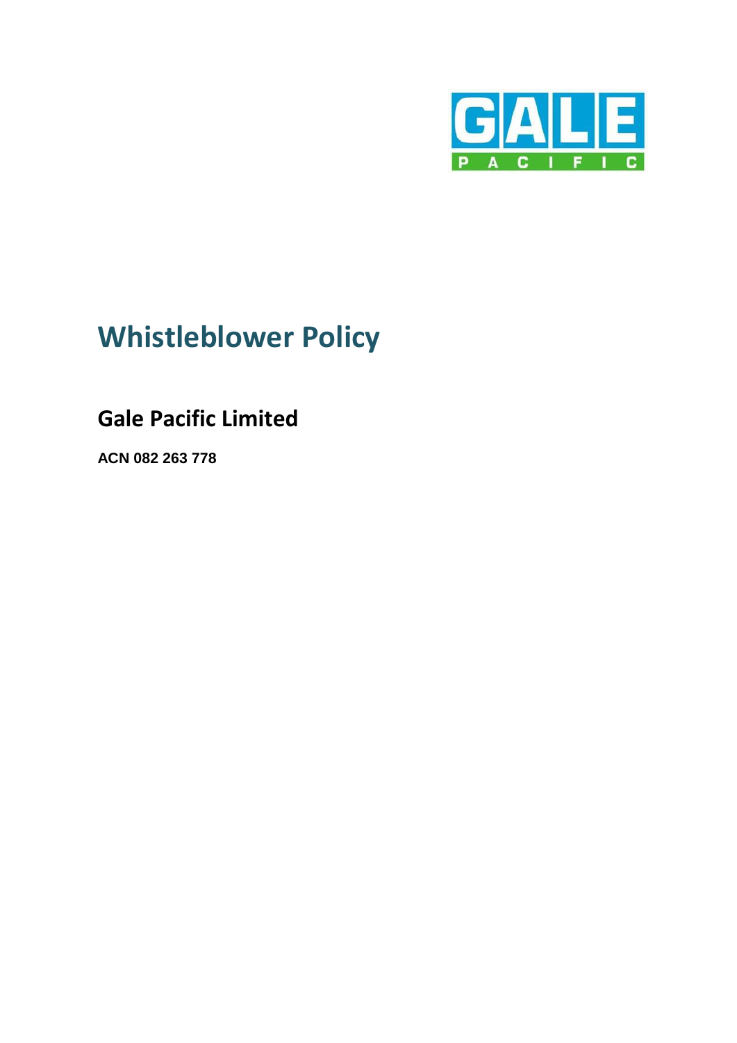# Whistleblower Policy

## Gale Pacific Limited

**ACN 082 263 778**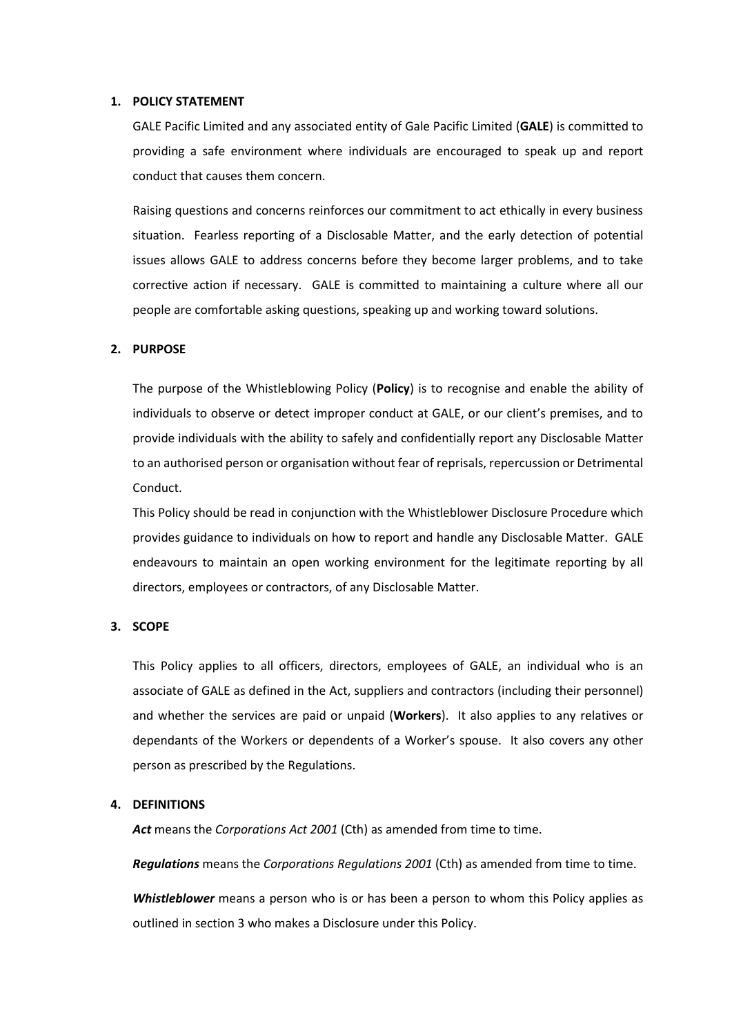## 1. POLICY STATEMENT

GALE Pacific Limited and any associated entity of Gale Pacific Limited (**GALE**) is committed to providing a safe environment where individuals are encouraged to speak up and report conduct that causes them concern.

Raising questions and concerns reinforces our commitment to act ethically in every business situation. Fearless reporting of a Disclosable Matter, and the early detection of potential issues allows GALE to address concerns before they become larger problems, and to take corrective action if necessary. GALE is committed to maintaining a culture where all our people are comfortable asking questions, speaking up and working toward solutions.

## 2. PURPOSE

The purpose of the Whistleblowing Policy (**Policy**) is to recognise and enable the ability of individuals to observe or detect improper conduct at GALE, or our client's premises, and to provide individuals with the ability to safely and confidentially report any Disclosable Matter to an authorised person or organisation without fear of reprisals, repercussion or Detrimental Conduct.

This Policy should be read in conjunction with the Whistleblower Disclosure Procedure which provides guidance to individuals on how to report and handle any Disclosable Matter. GALE endeavours to maintain an open working environment for the legitimate reporting by all directors, employees or contractors, of any Disclosable Matter.

## 3. SCOPE

This Policy applies to all officers, directors, employees of GALE, an individual who is an associate of GALE as defined in the Act, suppliers and contractors (including their personnel) and whether the services are paid or unpaid (**Workers**). It also applies to any relatives or dependants of the Workers or dependents of a Worker's spouse. It also covers any other person as prescribed by the Regulations.

## 4. DEFINITIONS

***Act*** means the *Corporations Act 2001* (Cth) as amended from time to time.

***Regulations*** means the *Corporations Regulations 2001* (Cth) as amended from time to time.

***Whistleblower*** means a person who is or has been a person to whom this Policy applies as outlined in section 3 who makes a Disclosure under this Policy.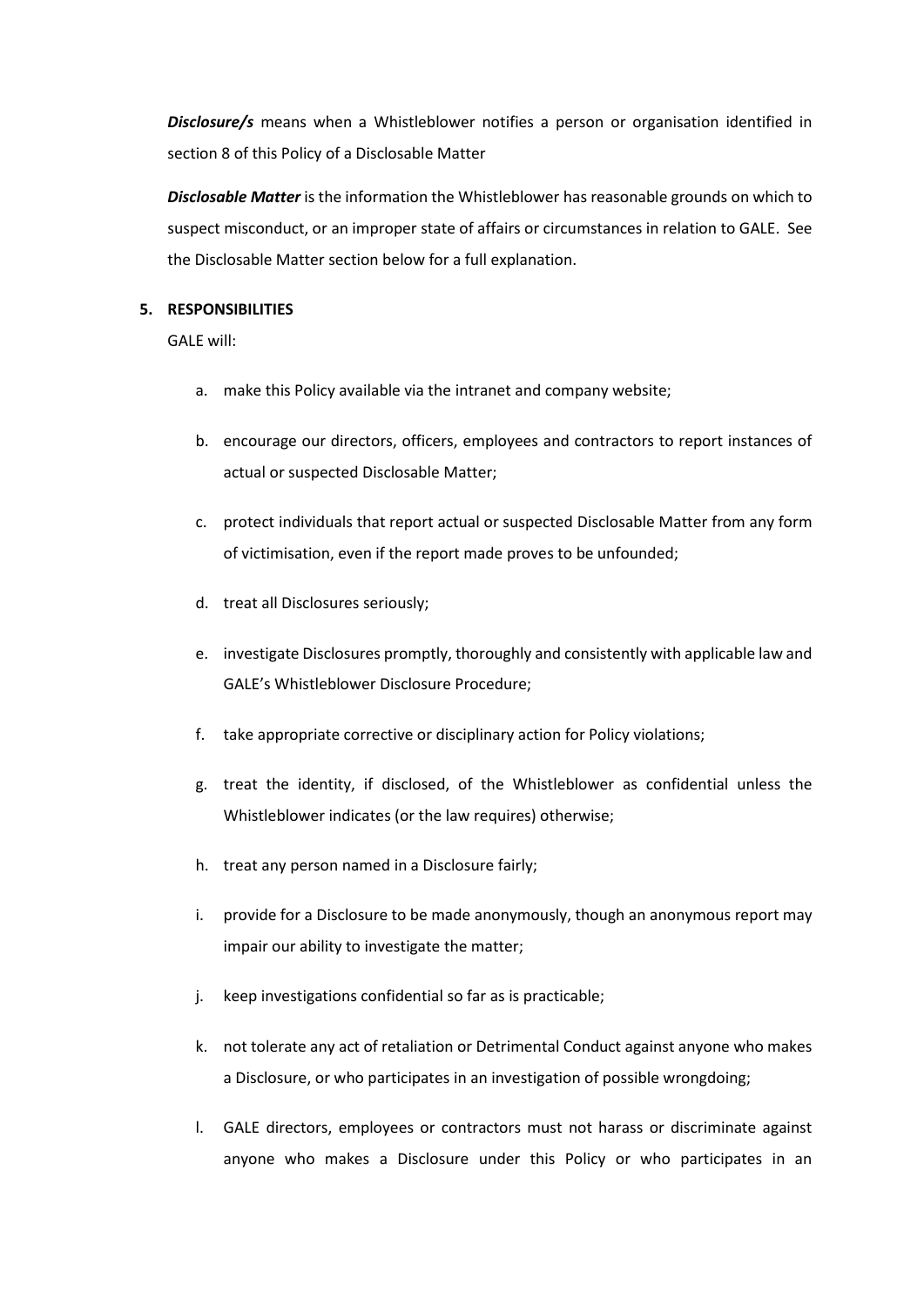***Disclosure/s*** means when a Whistleblower notifies a person or organisation identified in section 8 of this Policy of a Disclosable Matter

***Disclosable Matter*** is the information the Whistleblower has reasonable grounds on which to suspect misconduct, or an improper state of affairs or circumstances in relation to GALE. See the Disclosable Matter section below for a full explanation.

## 5. RESPONSIBILITIES

GALE will:

a. make this Policy available via the intranet and company website;

b. encourage our directors, officers, employees and contractors to report instances of actual or suspected Disclosable Matter;

c. protect individuals that report actual or suspected Disclosable Matter from any form of victimisation, even if the report made proves to be unfounded;

d. treat all Disclosures seriously;

e. investigate Disclosures promptly, thoroughly and consistently with applicable law and GALE's Whistleblower Disclosure Procedure;

f. take appropriate corrective or disciplinary action for Policy violations;

g. treat the identity, if disclosed, of the Whistleblower as confidential unless the Whistleblower indicates (or the law requires) otherwise;

h. treat any person named in a Disclosure fairly;

i. provide for a Disclosure to be made anonymously, though an anonymous report may impair our ability to investigate the matter;

j. keep investigations confidential so far as is practicable;

k. not tolerate any act of retaliation or Detrimental Conduct against anyone who makes a Disclosure, or who participates in an investigation of possible wrongdoing;

l. GALE directors, employees or contractors must not harass or discriminate against anyone who makes a Disclosure under this Policy or who participates in an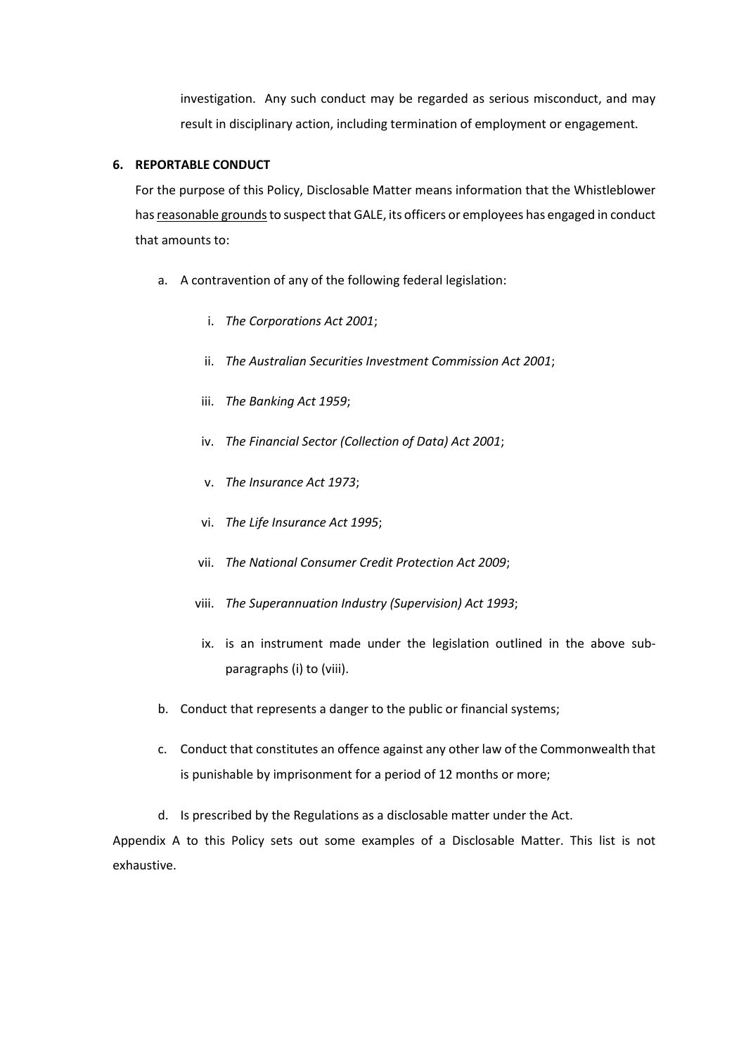investigation. Any such conduct may be regarded as serious misconduct, and may result in disciplinary action, including termination of employment or engagement.

## 6. REPORTABLE CONDUCT

For the purpose of this Policy, Disclosable Matter means information that the Whistleblower has <u>reasonable grounds</u> to suspect that GALE, its officers or employees has engaged in conduct that amounts to:

a. A contravention of any of the following federal legislation:

   i. *The Corporations Act 2001*;

   ii. *The Australian Securities Investment Commission Act 2001*;

   iii. *The Banking Act 1959*;

   iv. *The Financial Sector (Collection of Data) Act 2001*;

   v. *The Insurance Act 1973*;

   vi. *The Life Insurance Act 1995*;

   vii. *The National Consumer Credit Protection Act 2009*;

   viii. *The Superannuation Industry (Supervision) Act 1993*;

   ix. is an instrument made under the legislation outlined in the above sub-paragraphs (i) to (viii).

b. Conduct that represents a danger to the public or financial systems;

c. Conduct that constitutes an offence against any other law of the Commonwealth that is punishable by imprisonment for a period of 12 months or more;

d. Is prescribed by the Regulations as a disclosable matter under the Act.

Appendix A to this Policy sets out some examples of a Disclosable Matter. This list is not exhaustive.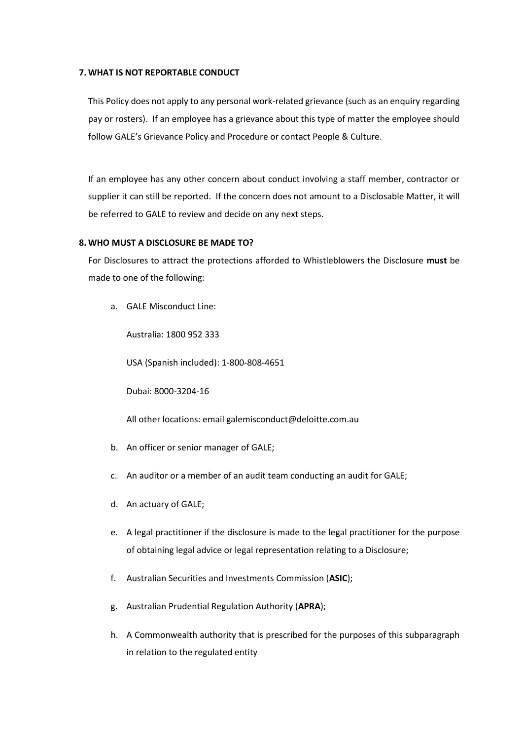## 7. WHAT IS NOT REPORTABLE CONDUCT

This Policy does not apply to any personal work-related grievance (such as an enquiry regarding pay or rosters). If an employee has a grievance about this type of matter the employee should follow GALE's Grievance Policy and Procedure or contact People & Culture.

If an employee has any other concern about conduct involving a staff member, contractor or supplier it can still be reported. If the concern does not amount to a Disclosable Matter, it will be referred to GALE to review and decide on any next steps.

## 8. WHO MUST A DISCLOSURE BE MADE TO?

For Disclosures to attract the protections afforded to Whistleblowers the Disclosure **must** be made to one of the following:

a. GALE Misconduct Line:

   Australia: 1800 952 333

   USA (Spanish included): 1-800-808-4651

   Dubai: 8000-3204-16

   All other locations: email galemisconduct@deloitte.com.au

b. An officer or senior manager of GALE;

c. An auditor or a member of an audit team conducting an audit for GALE;

d. An actuary of GALE;

e. A legal practitioner if the disclosure is made to the legal practitioner for the purpose of obtaining legal advice or legal representation relating to a Disclosure;

f. Australian Securities and Investments Commission (**ASIC**);

g. Australian Prudential Regulation Authority (**APRA**);

h. A Commonwealth authority that is prescribed for the purposes of this subparagraph in relation to the regulated entity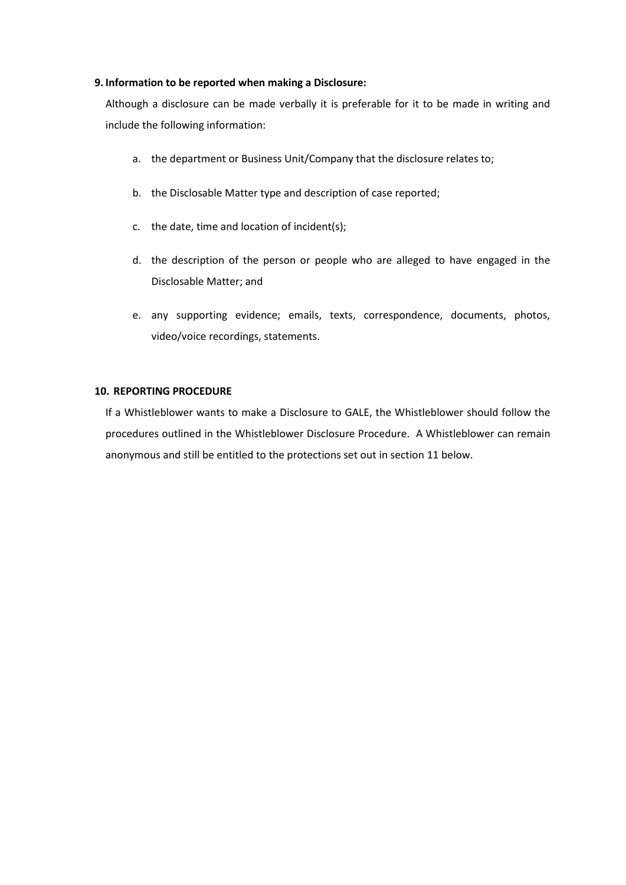## 9. Information to be reported when making a Disclosure:

Although a disclosure can be made verbally it is preferable for it to be made in writing and include the following information:

a. the department or Business Unit/Company that the disclosure relates to;

b. the Disclosable Matter type and description of case reported;

c. the date, time and location of incident(s);

d. the description of the person or people who are alleged to have engaged in the Disclosable Matter; and

e. any supporting evidence; emails, texts, correspondence, documents, photos, video/voice recordings, statements.

## 10. REPORTING PROCEDURE

If a Whistleblower wants to make a Disclosure to GALE, the Whistleblower should follow the procedures outlined in the Whistleblower Disclosure Procedure. A Whistleblower can remain anonymous and still be entitled to the protections set out in section 11 below.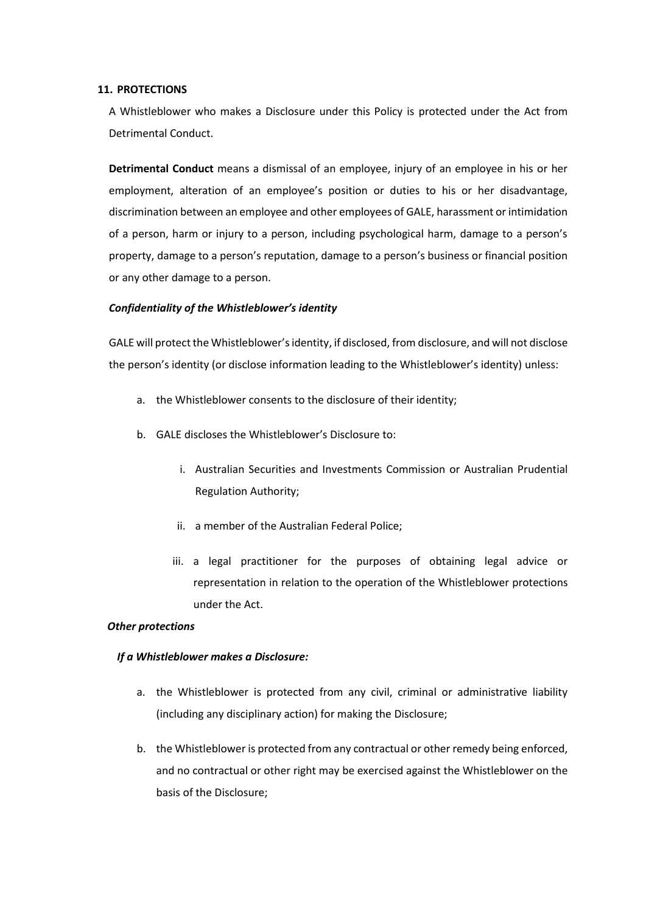## 11. PROTECTIONS

A Whistleblower who makes a Disclosure under this Policy is protected under the Act from Detrimental Conduct.

**Detrimental Conduct** means a dismissal of an employee, injury of an employee in his or her employment, alteration of an employee's position or duties to his or her disadvantage, discrimination between an employee and other employees of GALE, harassment or intimidation of a person, harm or injury to a person, including psychological harm, damage to a person's property, damage to a person's reputation, damage to a person's business or financial position or any other damage to a person.

***Confidentiality of the Whistleblower's identity***

GALE will protect the Whistleblower's identity, if disclosed, from disclosure, and will not disclose the person's identity (or disclose information leading to the Whistleblower's identity) unless:

a. the Whistleblower consents to the disclosure of their identity;

b. GALE discloses the Whistleblower's Disclosure to:

   i. Australian Securities and Investments Commission or Australian Prudential Regulation Authority;

   ii. a member of the Australian Federal Police;

   iii. a legal practitioner for the purposes of obtaining legal advice or representation in relation to the operation of the Whistleblower protections under the Act.

***Other protections***

***If a Whistleblower makes a Disclosure:***

a. the Whistleblower is protected from any civil, criminal or administrative liability (including any disciplinary action) for making the Disclosure;

b. the Whistleblower is protected from any contractual or other remedy being enforced, and no contractual or other right may be exercised against the Whistleblower on the basis of the Disclosure;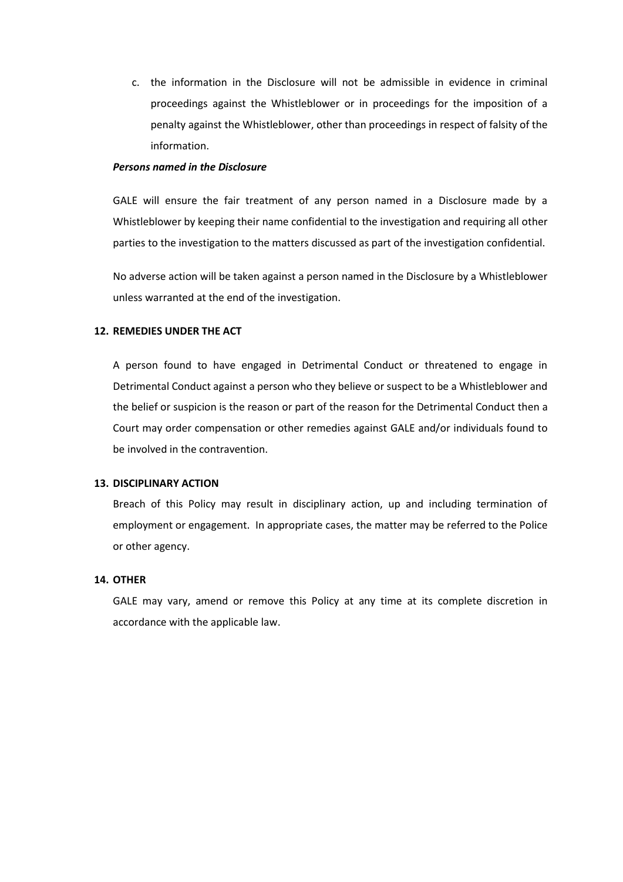c. the information in the Disclosure will not be admissible in evidence in criminal proceedings against the Whistleblower or in proceedings for the imposition of a penalty against the Whistleblower, other than proceedings in respect of falsity of the information.

***Persons named in the Disclosure***

GALE will ensure the fair treatment of any person named in a Disclosure made by a Whistleblower by keeping their name confidential to the investigation and requiring all other parties to the investigation to the matters discussed as part of the investigation confidential.

No adverse action will be taken against a person named in the Disclosure by a Whistleblower unless warranted at the end of the investigation.

## 12. REMEDIES UNDER THE ACT

A person found to have engaged in Detrimental Conduct or threatened to engage in Detrimental Conduct against a person who they believe or suspect to be a Whistleblower and the belief or suspicion is the reason or part of the reason for the Detrimental Conduct then a Court may order compensation or other remedies against GALE and/or individuals found to be involved in the contravention.

## 13. DISCIPLINARY ACTION

Breach of this Policy may result in disciplinary action, up and including termination of employment or engagement. In appropriate cases, the matter may be referred to the Police or other agency.

## 14. OTHER

GALE may vary, amend or remove this Policy at any time at its complete discretion in accordance with the applicable law.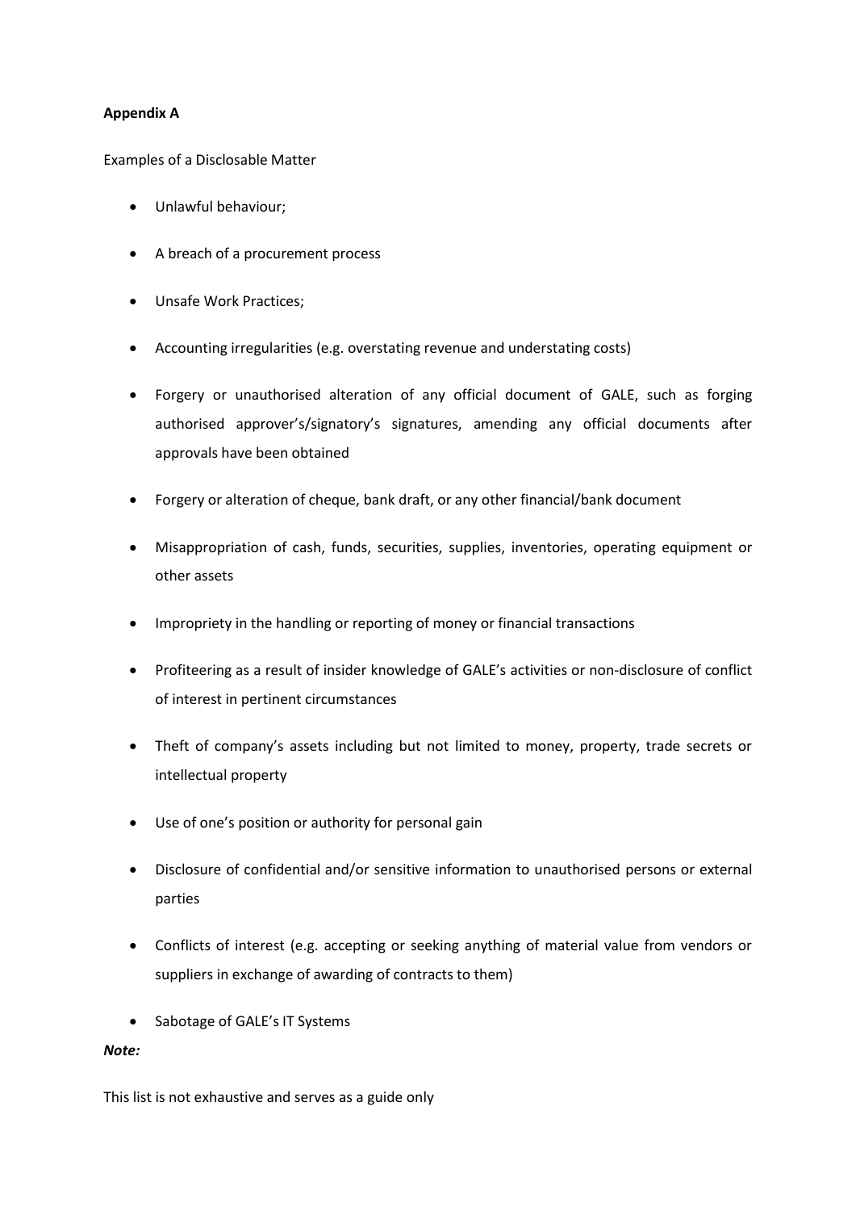**Appendix A**

Examples of a Disclosable Matter

- Unlawful behaviour;
- A breach of a procurement process
- Unsafe Work Practices;
- Accounting irregularities (e.g. overstating revenue and understating costs)
- Forgery or unauthorised alteration of any official document of GALE, such as forging authorised approver's/signatory's signatures, amending any official documents after approvals have been obtained
- Forgery or alteration of cheque, bank draft, or any other financial/bank document
- Misappropriation of cash, funds, securities, supplies, inventories, operating equipment or other assets
- Impropriety in the handling or reporting of money or financial transactions
- Profiteering as a result of insider knowledge of GALE's activities or non-disclosure of conflict of interest in pertinent circumstances
- Theft of company's assets including but not limited to money, property, trade secrets or intellectual property
- Use of one's position or authority for personal gain
- Disclosure of confidential and/or sensitive information to unauthorised persons or external parties
- Conflicts of interest (e.g. accepting or seeking anything of material value from vendors or suppliers in exchange of awarding of contracts to them)
- Sabotage of GALE's IT Systems

***Note:***

This list is not exhaustive and serves as a guide only